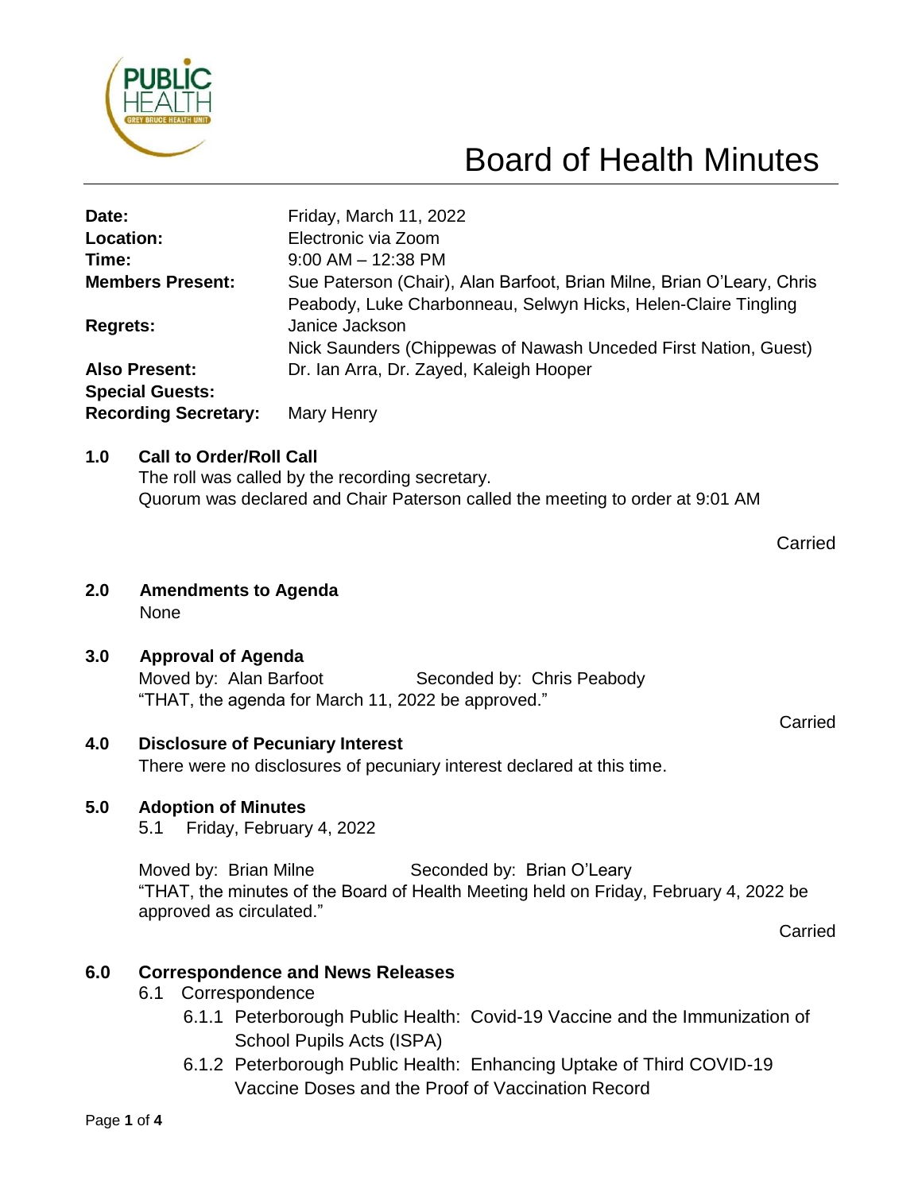# Board of Health Minutes

| | |
|---|---|
| **Date:** | Friday, March 11, 2022 |
| **Location:** | Electronic via Zoom |
| **Time:** | 9:00 AM – 12:38 PM |
| **Members Present:** | Sue Paterson (Chair), Alan Barfoot, Brian Milne, Brian O'Leary, Chris Peabody, Luke Charbonneau, Selwyn Hicks, Helen-Claire Tingling |
| **Regrets:** | Janice Jackson<br>Nick Saunders (Chippewas of Nawash Unceded First Nation, Guest) |
| **Also Present:** | Dr. Ian Arra, Dr. Zayed, Kaleigh Hooper |
| **Special Guests:** | |
| **Recording Secretary:** | Mary Henry |

## 1.0 Call to Order/Roll Call

The roll was called by the recording secretary.
Quorum was declared and Chair Paterson called the meeting to order at 9:01 AM

Carried

## 2.0 Amendments to Agenda

None

## 3.0 Approval of Agenda

Moved by: Alan Barfoot Seconded by: Chris Peabody
"THAT, the agenda for March 11, 2022 be approved."

Carried

## 4.0 Disclosure of Pecuniary Interest

There were no disclosures of pecuniary interest declared at this time.

## 5.0 Adoption of Minutes

5.1 Friday, February 4, 2022

Moved by: Brian Milne Seconded by: Brian O'Leary
"THAT, the minutes of the Board of Health Meeting held on Friday, February 4, 2022 be approved as circulated."

Carried

## 6.0 Correspondence and News Releases

6.1 Correspondence

- 6.1.1 Peterborough Public Health: Covid-19 Vaccine and the Immunization of School Pupils Acts (ISPA)
- 6.1.2 Peterborough Public Health: Enhancing Uptake of Third COVID-19 Vaccine Doses and the Proof of Vaccination Record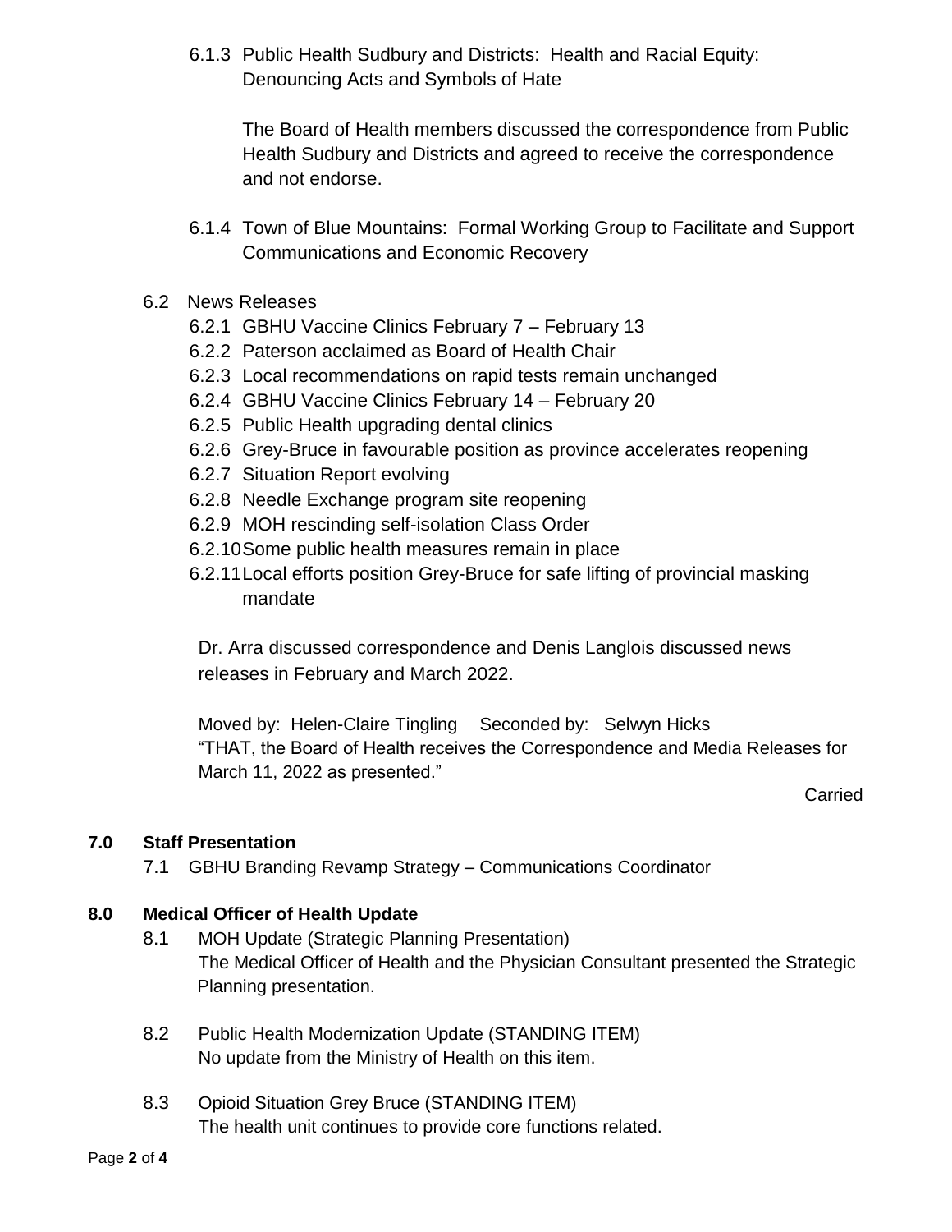6.1.3 Public Health Sudbury and Districts: Health and Racial Equity: Denouncing Acts and Symbols of Hate

The Board of Health members discussed the correspondence from Public Health Sudbury and Districts and agreed to receive the correspondence and not endorse.

6.1.4 Town of Blue Mountains: Formal Working Group to Facilitate and Support Communications and Economic Recovery

6.2 News Releases

- 6.2.1 GBHU Vaccine Clinics February 7 – February 13
- 6.2.2 Paterson acclaimed as Board of Health Chair
- 6.2.3 Local recommendations on rapid tests remain unchanged
- 6.2.4 GBHU Vaccine Clinics February 14 – February 20
- 6.2.5 Public Health upgrading dental clinics
- 6.2.6 Grey-Bruce in favourable position as province accelerates reopening
- 6.2.7 Situation Report evolving
- 6.2.8 Needle Exchange program site reopening
- 6.2.9 MOH rescinding self-isolation Class Order
- 6.2.10 Some public health measures remain in place
- 6.2.11 Local efforts position Grey-Bruce for safe lifting of provincial masking mandate

Dr. Arra discussed correspondence and Denis Langlois discussed news releases in February and March 2022.

Moved by: Helen-Claire Tingling    Seconded by: Selwyn Hicks
"THAT, the Board of Health receives the Correspondence and Media Releases for March 11, 2022 as presented."

Carried

## 7.0 Staff Presentation

7.1 GBHU Branding Revamp Strategy – Communications Coordinator

## 8.0 Medical Officer of Health Update

8.1 MOH Update (Strategic Planning Presentation)
The Medical Officer of Health and the Physician Consultant presented the Strategic Planning presentation.

8.2 Public Health Modernization Update (STANDING ITEM)
No update from the Ministry of Health on this item.

8.3 Opioid Situation Grey Bruce (STANDING ITEM)
The health unit continues to provide core functions related.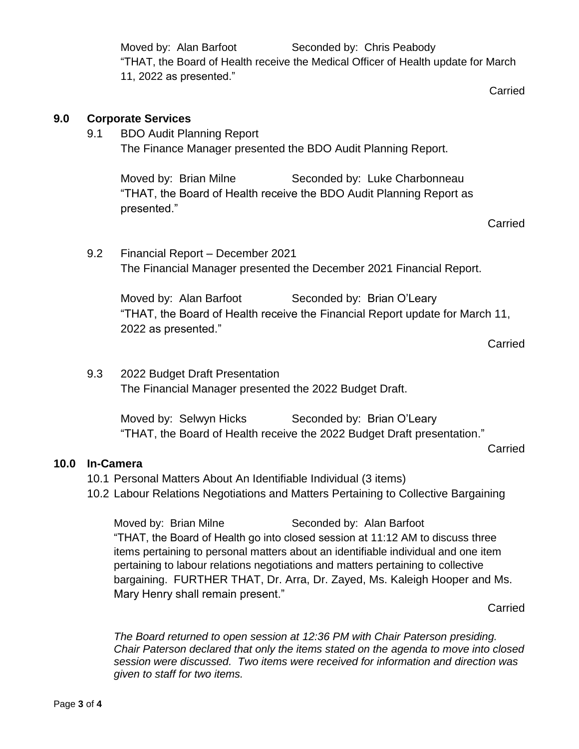Moved by: Alan Barfoot Seconded by: Chris Peabody

"THAT, the Board of Health receive the Medical Officer of Health update for March 11, 2022 as presented."

Carried

## 9.0 Corporate Services

9.1 BDO Audit Planning Report

The Finance Manager presented the BDO Audit Planning Report.

Moved by: Brian Milne Seconded by: Luke Charbonneau

"THAT, the Board of Health receive the BDO Audit Planning Report as presented."

Carried

9.2 Financial Report – December 2021

The Financial Manager presented the December 2021 Financial Report.

Moved by: Alan Barfoot Seconded by: Brian O'Leary

"THAT, the Board of Health receive the Financial Report update for March 11, 2022 as presented."

Carried

9.3 2022 Budget Draft Presentation

The Financial Manager presented the 2022 Budget Draft.

Moved by: Selwyn Hicks Seconded by: Brian O'Leary

"THAT, the Board of Health receive the 2022 Budget Draft presentation."

Carried

## 10.0 In-Camera

10.1 Personal Matters About An Identifiable Individual (3 items)

10.2 Labour Relations Negotiations and Matters Pertaining to Collective Bargaining

Moved by: Brian Milne Seconded by: Alan Barfoot

"THAT, the Board of Health go into closed session at 11:12 AM to discuss three items pertaining to personal matters about an identifiable individual and one item pertaining to labour relations negotiations and matters pertaining to collective bargaining. FURTHER THAT, Dr. Arra, Dr. Zayed, Ms. Kaleigh Hooper and Ms. Mary Henry shall remain present."

Carried

*The Board returned to open session at 12:36 PM with Chair Paterson presiding. Chair Paterson declared that only the items stated on the agenda to move into closed session were discussed. Two items were received for information and direction was given to staff for two items.*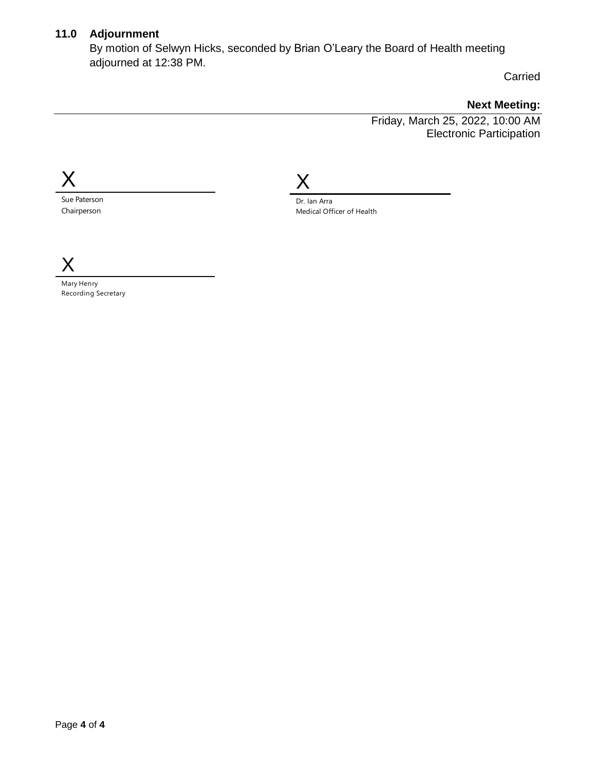## 11.0 Adjournment

By motion of Selwyn Hicks, seconded by Brian O'Leary the Board of Health meeting adjourned at 12:38 PM.

Carried

**Next Meeting:**

Friday, March 25, 2022, 10:00 AM
Electronic Participation

X

Sue Paterson
Chairperson

X

Dr. Ian Arra
Medical Officer of Health

X

Mary Henry
Recording Secretary